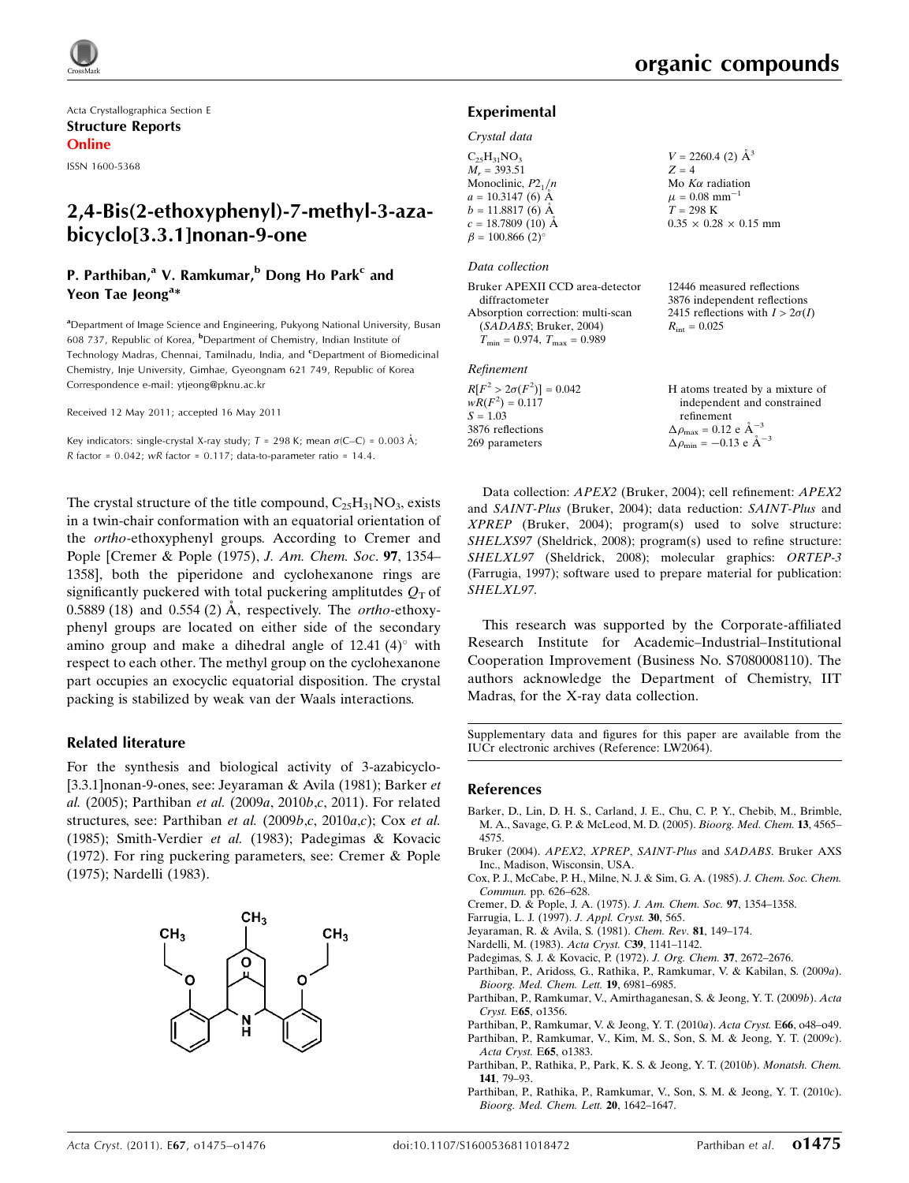Acta Crystallographica Section E
**Structure Reports Online**

ISSN 1600-5368

# 2,4-Bis(2-ethoxyphenyl)-7-methyl-3-azabicyclo[3.3.1]nonan-9-one

**P. Parthiban,[a] V. Ramkumar,[b] Dong Ho Park[c] and Yeon Tae Jeong[a]***

[a]Department of Image Science and Engineering, Pukyong National University, Busan 608 737, Republic of Korea, [b]Department of Chemistry, Indian Institute of Technology Madras, Chennai, Tamilnadu, India, and [c]Department of Biomedicinal Chemistry, Inje University, Gimhae, Gyeongnam 621 749, Republic of Korea
Correspondence e-mail: ytjeong@pknu.ac.kr

Received 12 May 2011; accepted 16 May 2011

Key indicators: single-crystal X-ray study; $T$ = 298 K; mean $\sigma$(C–C) = 0.003 Å; $R$ factor = 0.042; $wR$ factor = 0.117; data-to-parameter ratio = 14.4.

The crystal structure of the title compound, $C_{25}H_{31}NO_3$, exists in a twin-chair conformation with an equatorial orientation of the *ortho*-ethoxyphenyl groups. According to Cremer and Pople [Cremer & Pople (1975), *J. Am. Chem. Soc.* **97**, 1354–1358], both the piperidone and cyclohexanone rings are significantly puckered with total puckering amplitutdes $Q_T$ of 0.5889 (18) and 0.554 (2) Å, respectively. The *ortho*-ethoxyphenyl groups are located on either side of the secondary amino group and make a dihedral angle of 12.41 (4)° with respect to each other. The methyl group on the cyclohexanone part occupies an exocyclic equatorial disposition. The crystal packing is stabilized by weak van der Waals interactions.

## Related literature

For the synthesis and biological activity of 3-azabicyclo-[3.3.1]nonan-9-ones, see: Jeyaraman & Avila (1981); Barker *et al.* (2005); Parthiban *et al.* (2009*a*, 2010*b*,*c*, 2011). For related structures, see: Parthiban *et al.* (2009*b*,*c*, 2010*a*,*c*); Cox *et al.* (1985); Smith-Verdier *et al.* (1983); Padegimas & Kovacic (1972). For ring puckering parameters, see: Cremer & Pople (1975); Nardelli (1983).

## Experimental

### Crystal data

$C_{25}H_{31}NO_3$
$M_r$ = 393.51
Monoclinic, $P2_1/n$
$a$ = 10.3147 (6) Å
$b$ = 11.8817 (6) Å
$c$ = 18.7809 (10) Å
$\beta$ = 100.866 (2)°
$V$ = 2260.4 (2) Å$^3$
$Z$ = 4
Mo $K\alpha$ radiation
$\mu$ = 0.08 mm$^{-1}$
$T$ = 298 K
0.35 × 0.28 × 0.15 mm

### Data collection

Bruker APEXII CCD area-detector diffractometer
Absorption correction: multi-scan (*SADABS*; Bruker, 2004)
$T_{min}$ = 0.974, $T_{max}$ = 0.989
12446 measured reflections
3876 independent reflections
2415 reflections with $I > 2\sigma(I)$
$R_{int}$ = 0.025

### Refinement

$R[F^2 > 2\sigma(F^2)]$ = 0.042
$wR(F^2)$ = 0.117
$S$ = 1.03
3876 reflections
269 parameters
H atoms treated by a mixture of independent and constrained refinement
$\Delta\rho_{max}$ = 0.12 e Å$^{-3}$
$\Delta\rho_{min}$ = −0.13 e Å$^{-3}$

Data collection: *APEX2* (Bruker, 2004); cell refinement: *APEX2* and *SAINT-Plus* (Bruker, 2004); data reduction: *SAINT-Plus* and *XPREP* (Bruker, 2004); program(s) used to solve structure: *SHELXS97* (Sheldrick, 2008); program(s) used to refine structure: *SHELXL97* (Sheldrick, 2008); molecular graphics: *ORTEP-3* (Farrugia, 1997); software used to prepare material for publication: *SHELXL97*.

This research was supported by the Corporate-affiliated Research Institute for Academic–Industrial–Institutional Cooperation Improvement (Business No. S7080008110). The authors acknowledge the Department of Chemistry, IIT Madras, for the X-ray data collection.

Supplementary data and figures for this paper are available from the IUCr electronic archives (Reference: LW2064).

## References

Barker, D., Lin, D. H. S., Carland, J. E., Chu, C. P. Y., Chebib, M., Brimble, M. A., Savage, G. P. & McLeod, M. D. (2005). *Bioorg. Med. Chem.* **13**, 4565–4575.
Bruker (2004). *APEX2*, *XPREP*, *SAINT-Plus* and *SADABS*. Bruker AXS Inc., Madison, Wisconsin, USA.
Cox, P. J., McCabe, P. H., Milne, N. J. & Sim, G. A. (1985). *J. Chem. Soc. Chem. Commun.* pp. 626–628.
Cremer, D. & Pople, J. A. (1975). *J. Am. Chem. Soc.* **97**, 1354–1358.
Farrugia, L. J. (1997). *J. Appl. Cryst.* **30**, 565.
Jeyaraman, R. & Avila, S. (1981). *Chem. Rev.* **81**, 149–174.
Nardelli, M. (1983). *Acta Cryst.* C**39**, 1141–1142.
Padegimas, S. J. & Kovacic, P. (1972). *J. Org. Chem.* **37**, 2672–2676.
Parthiban, P., Aridoss, G., Rathika, P., Ramkumar, V. & Kabilan, S. (2009*a*). *Bioorg. Med. Chem. Lett.* **19**, 6981–6985.
Parthiban, P., Ramkumar, V., Amirthaganesan, S. & Jeong, Y. T. (2009*b*). *Acta Cryst.* E**65**, o1356.
Parthiban, P., Ramkumar, V. & Jeong, Y. T. (2010*a*). *Acta Cryst.* E**66**, o48–o49.
Parthiban, P., Ramkumar, V., Kim, M. S., Son, S. M. & Jeong, Y. T. (2009*c*). *Acta Cryst.* E**65**, o1383.
Parthiban, P., Rathika, P., Park, K. S. & Jeong, Y. T. (2010*b*). *Monatsh. Chem.* **141**, 79–93.
Parthiban, P., Rathika, P., Ramkumar, V., Son, S. M. & Jeong, Y. T. (2010*c*). *Bioorg. Med. Chem. Lett.* **20**, 1642–1647.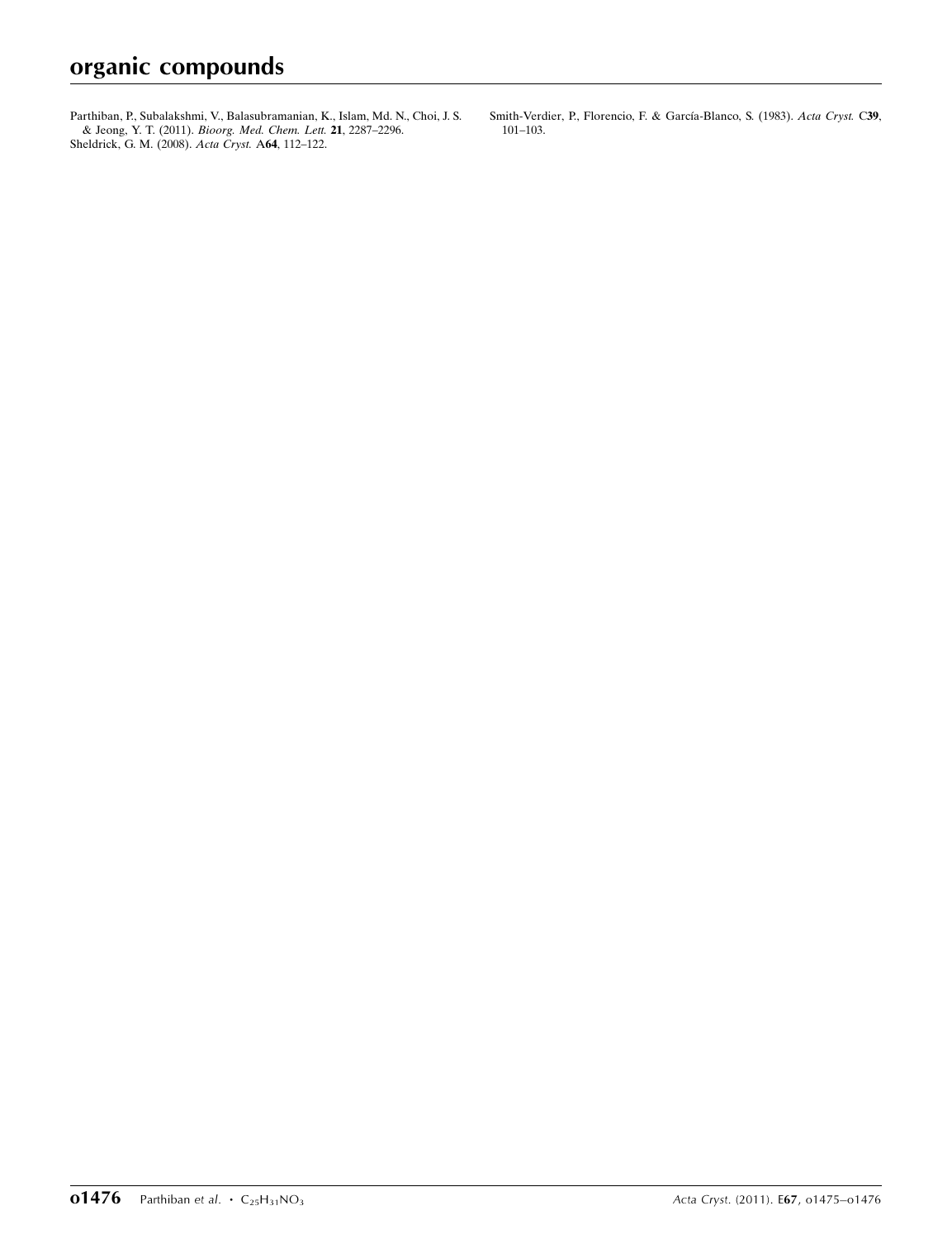Parthiban, P., Subalakshmi, V., Balasubramanian, K., Islam, Md. N., Choi, J. S. & Jeong, Y. T. (2011). *Bioorg. Med. Chem. Lett.* **21**, 2287–2296.

Sheldrick, G. M. (2008). *Acta Cryst.* A**64**, 112–122.

Smith-Verdier, P., Florencio, F. & García-Blanco, S. (1983). *Acta Cryst.* C**39**, 101–103.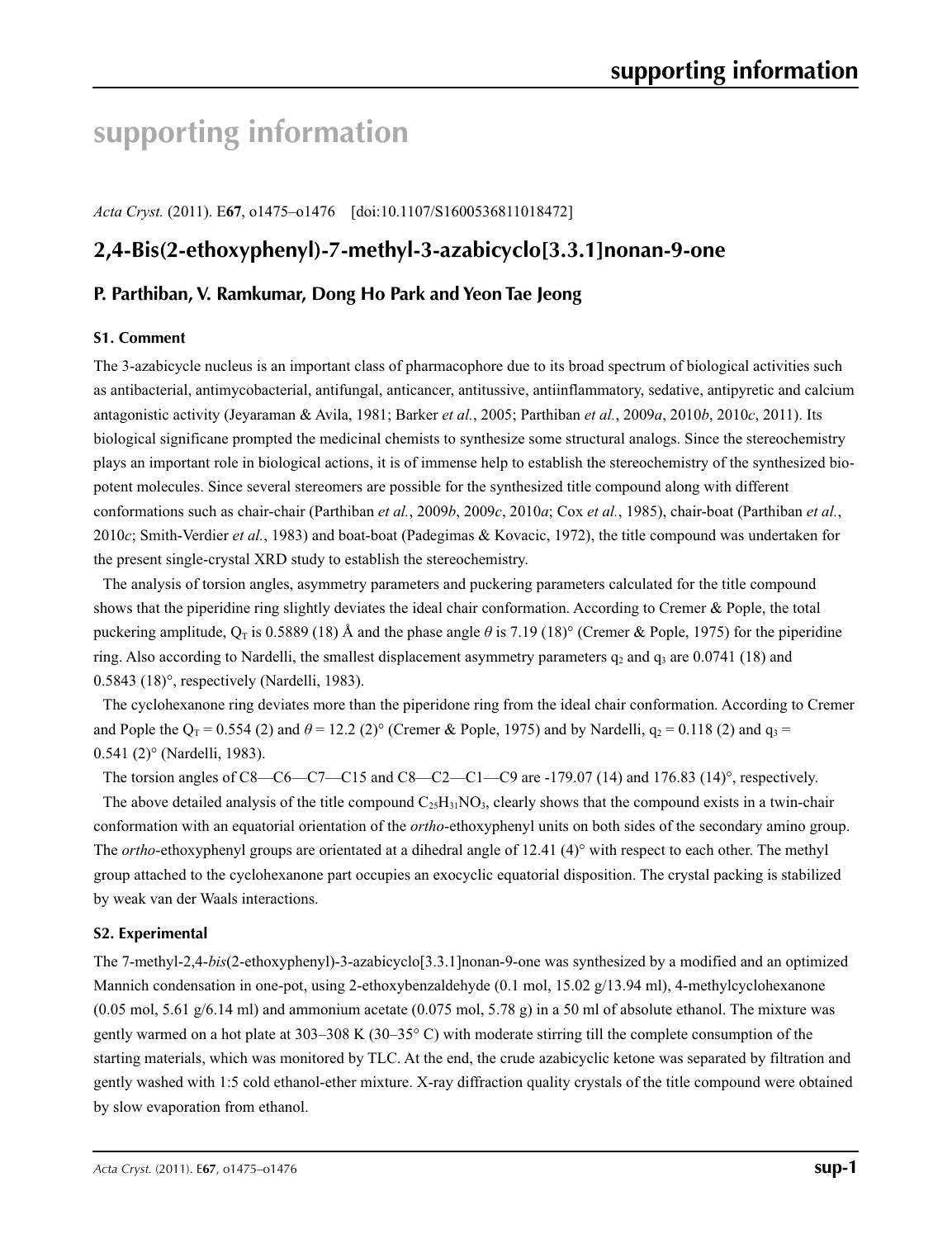# supporting information

*Acta Cryst.* (2011). E**67**, o1475–o1476 [doi:10.1107/S1600536811018472]

## 2,4-Bis(2-ethoxyphenyl)-7-methyl-3-azabicyclo[3.3.1]nonan-9-one

### P. Parthiban, V. Ramkumar, Dong Ho Park and Yeon Tae Jeong

#### S1. Comment

The 3-azabicycle nucleus is an important class of pharmacophore due to its broad spectrum of biological activities such as antibacterial, antimycobacterial, antifungal, anticancer, antitussive, antiinflammatory, sedative, antipyretic and calcium antagonistic activity (Jeyaraman & Avila, 1981; Barker *et al.*, 2005; Parthiban *et al.*, 2009*a*, 2010*b*, 2010*c*, 2011). Its biological significane prompted the medicinal chemists to synthesize some structural analogs. Since the stereochemistry plays an important role in biological actions, it is of immense help to establish the stereochemistry of the synthesized bio-potent molecules. Since several stereomers are possible for the synthesized title compound along with different conformations such as chair-chair (Parthiban *et al.*, 2009*b*, 2009*c*, 2010*a*; Cox *et al.*, 1985), chair-boat (Parthiban *et al.*, 2010*c*; Smith-Verdier *et al.*, 1983) and boat-boat (Padegimas & Kovacic, 1972), the title compound was undertaken for the present single-crystal XRD study to establish the stereochemistry.

The analysis of torsion angles, asymmetry parameters and puckering parameters calculated for the title compound shows that the piperidine ring slightly deviates the ideal chair conformation. According to Cremer & Pople, the total puckering amplitude, $Q_T$ is 0.5889 (18) Å and the phase angle $\theta$ is 7.19 (18)° (Cremer & Pople, 1975) for the piperidine ring. Also according to Nardelli, the smallest displacement asymmetry parameters $q_2$ and $q_3$ are 0.0741 (18) and 0.5843 (18)°, respectively (Nardelli, 1983).

The cyclohexanone ring deviates more than the piperidone ring from the ideal chair conformation. According to Cremer and Pople the $Q_T$ = 0.554 (2) and $\theta$ = 12.2 (2)° (Cremer & Pople, 1975) and by Nardelli, $q_2$ = 0.118 (2) and $q_3$ = 0.541 (2)° (Nardelli, 1983).

The torsion angles of C8—C6—C7—C15 and C8—C2—C1—C9 are -179.07 (14) and 176.83 (14)°, respectively.

The above detailed analysis of the title compound $C_{25}H_{31}NO_3$, clearly shows that the compound exists in a twin-chair conformation with an equatorial orientation of the *ortho*-ethoxyphenyl units on both sides of the secondary amino group. The *ortho*-ethoxyphenyl groups are orientated at a dihedral angle of 12.41 (4)° with respect to each other. The methyl group attached to the cyclohexanone part occupies an exocyclic equatorial disposition. The crystal packing is stabilized by weak van der Waals interactions.

#### S2. Experimental

The 7-methyl-2,4-*bis*(2-ethoxyphenyl)-3-azabicyclo[3.3.1]nonan-9-one was synthesized by a modified and an optimized Mannich condensation in one-pot, using 2-ethoxybenzaldehyde (0.1 mol, 15.02 g/13.94 ml), 4-methylcyclohexanone (0.05 mol, 5.61 g/6.14 ml) and ammonium acetate (0.075 mol, 5.78 g) in a 50 ml of absolute ethanol. The mixture was gently warmed on a hot plate at 303–308 K (30–35° C) with moderate stirring till the complete consumption of the starting materials, which was monitored by TLC. At the end, the crude azabicyclic ketone was separated by filtration and gently washed with 1:5 cold ethanol-ether mixture. X-ray diffraction quality crystals of the title compound were obtained by slow evaporation from ethanol.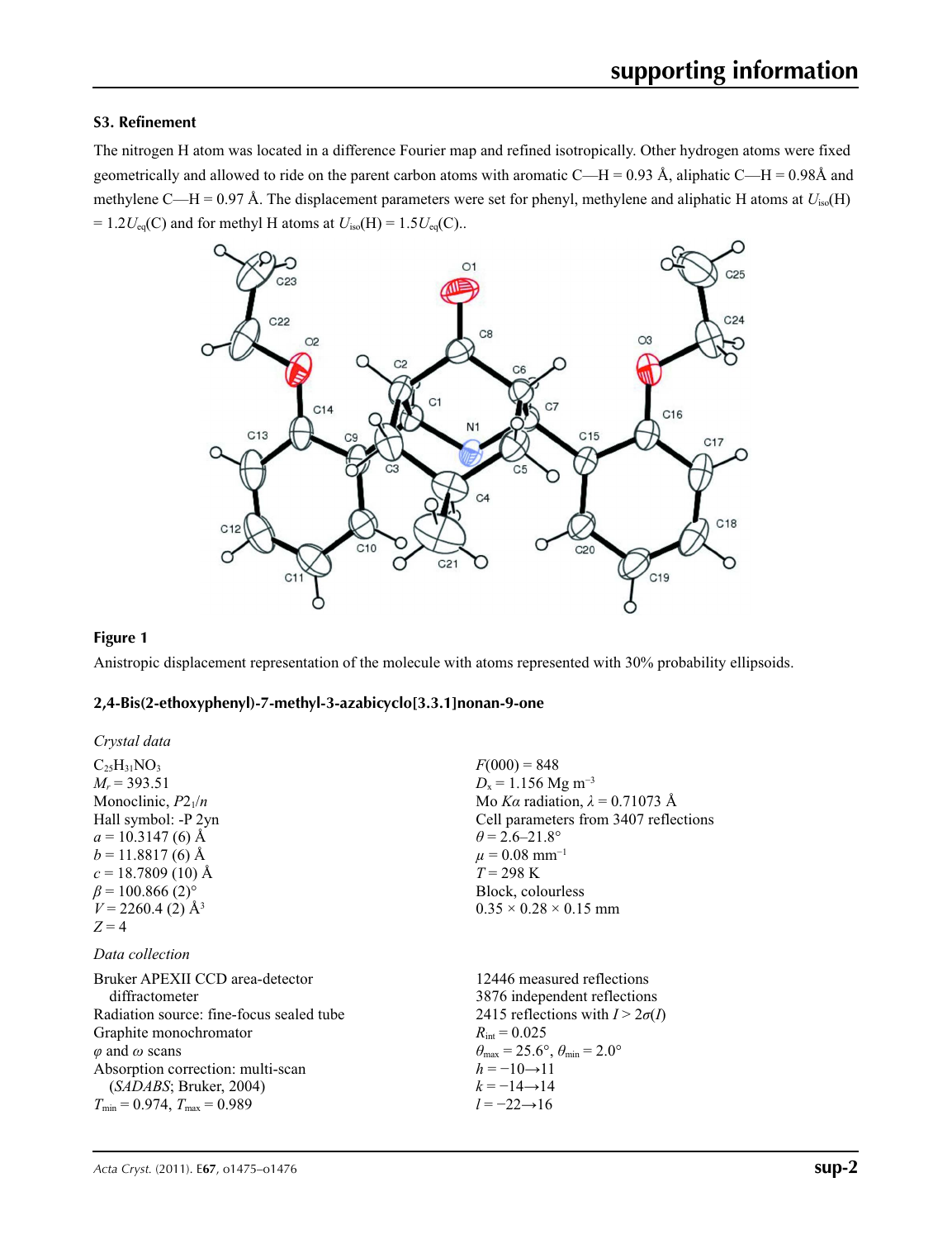## S3. Refinement

The nitrogen H atom was located in a difference Fourier map and refined isotropically. Other hydrogen atoms were fixed geometrically and allowed to ride on the parent carbon atoms with aromatic C—H = 0.93 Å, aliphatic C—H = 0.98Å and methylene C—H = 0.97 Å. The displacement parameters were set for phenyl, methylene and aliphatic H atoms at $U_{iso}$(H) = 1.2$U_{eq}$(C) and for methyl H atoms at $U_{iso}$(H) = 1.5$U_{eq}$(C)..

### Figure 1

Anistropic displacement representation of the molecule with atoms represented with 30% probability ellipsoids.

## 2,4-Bis(2-ethoxyphenyl)-7-methyl-3-azabicyclo[3.3.1]nonan-9-one

### *Crystal data*

$C_{25}H_{31}NO_3$
$M_r$ = 393.51
Monoclinic, $P2_1/n$
Hall symbol: -P 2yn
$a$ = 10.3147 (6) Å
$b$ = 11.8817 (6) Å
$c$ = 18.7809 (10) Å
$\beta$ = 100.866 (2)°
$V$ = 2260.4 (2) Å$^3$
$Z$ = 4
$F$(000) = 848
$D_x$ = 1.156 Mg m$^{-3}$
Mo $K\alpha$ radiation, $\lambda$ = 0.71073 Å
Cell parameters from 3407 reflections
$\theta$ = 2.6–21.8°
$\mu$ = 0.08 mm$^{-1}$
$T$ = 298 K
Block, colourless
0.35 × 0.28 × 0.15 mm

### *Data collection*

Bruker APEXII CCD area-detector diffractometer
Radiation source: fine-focus sealed tube
Graphite monochromator
$\varphi$ and $\omega$ scans
Absorption correction: multi-scan (*SADABS*; Bruker, 2004)
$T_{min}$ = 0.974, $T_{max}$ = 0.989
12446 measured reflections
3876 independent reflections
2415 reflections with $I > 2\sigma(I)$
$R_{int}$ = 0.025
$\theta_{max}$ = 25.6°, $\theta_{min}$ = 2.0°
$h$ = −10→11
$k$ = −14→14
$l$ = −22→16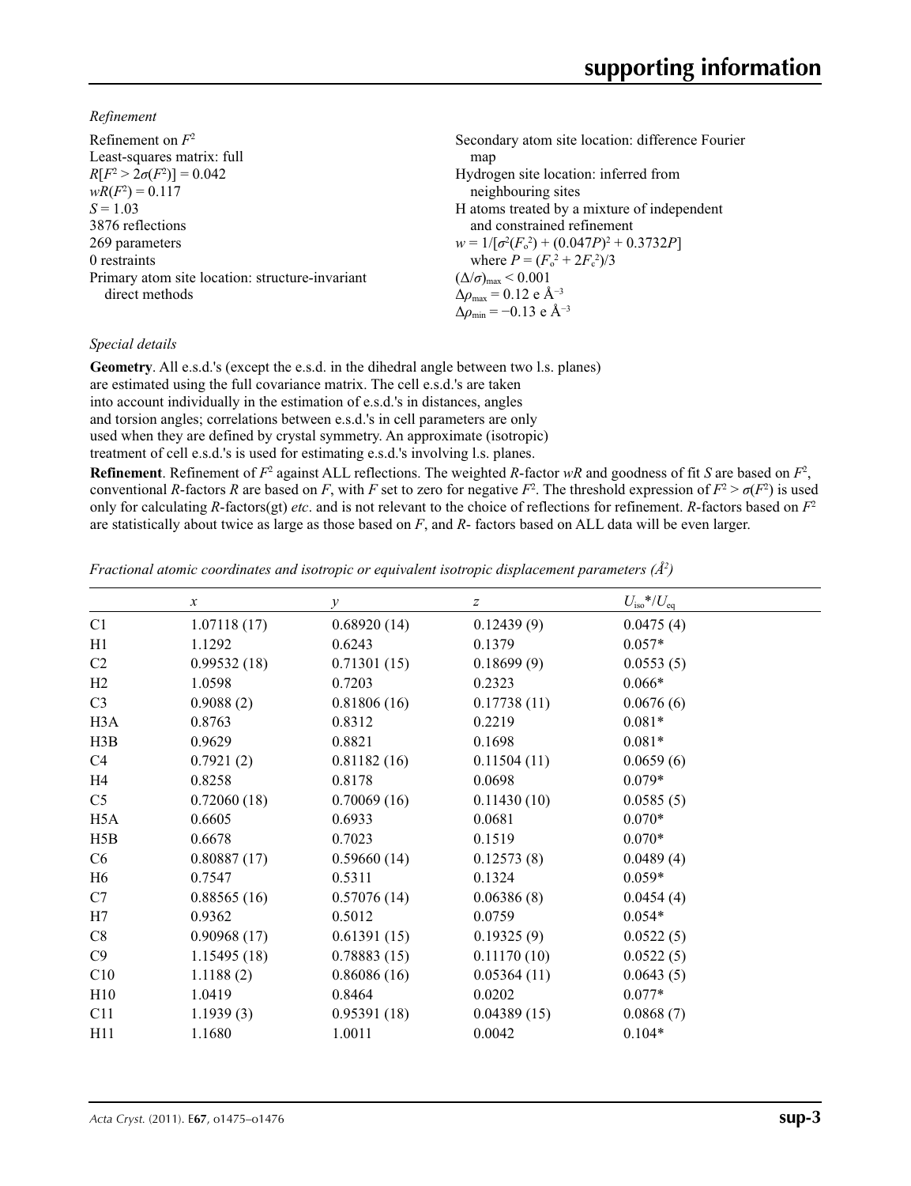*Refinement*

Refinement on $F^2$
Least-squares matrix: full
$R[F^2 > 2\sigma(F^2)] = 0.042$
$wR(F^2) = 0.117$
$S = 1.03$
3876 reflections
269 parameters
0 restraints
Primary atom site location: structure-invariant direct methods
Secondary atom site location: difference Fourier map
Hydrogen site location: inferred from neighbouring sites
H atoms treated by a mixture of independent and constrained refinement
$w = 1/[\sigma^2(F_o^2) + (0.047P)^2 + 0.3732P]$
where $P = (F_o^2 + 2F_c^2)/3$
$(\Delta/\sigma)_{max} < 0.001$
$\Delta\rho_{max} = 0.12$ e Å$^{-3}$
$\Delta\rho_{min} = -0.13$ e Å$^{-3}$

*Special details*

**Geometry**. All e.s.d.'s (except the e.s.d. in the dihedral angle between two l.s. planes) are estimated using the full covariance matrix. The cell e.s.d.'s are taken into account individually in the estimation of e.s.d.'s in distances, angles and torsion angles; correlations between e.s.d.'s in cell parameters are only used when they are defined by crystal symmetry. An approximate (isotropic) treatment of cell e.s.d.'s is used for estimating e.s.d.'s involving l.s. planes.

**Refinement**. Refinement of $F^2$ against ALL reflections. The weighted *R*-factor *wR* and goodness of fit *S* are based on $F^2$, conventional *R*-factors *R* are based on *F*, with *F* set to zero for negative $F^2$. The threshold expression of $F^2 > \sigma(F^2)$ is used only for calculating *R*-factors(gt) *etc*. and is not relevant to the choice of reflections for refinement. *R*-factors based on $F^2$ are statistically about twice as large as those based on *F*, and *R*- factors based on ALL data will be even larger.

*Fractional atomic coordinates and isotropic or equivalent isotropic displacement parameters (Å$^2$)*

| | *x* | *y* | *z* | $U_{iso}$*/$U_{eq}$ |
|---|---|---|---|---|
| C1 | 1.07118 (17) | 0.68920 (14) | 0.12439 (9) | 0.0475 (4) |
| H1 | 1.1292 | 0.6243 | 0.1379 | 0.057* |
| C2 | 0.99532 (18) | 0.71301 (15) | 0.18699 (9) | 0.0553 (5) |
| H2 | 1.0598 | 0.7203 | 0.2323 | 0.066* |
| C3 | 0.9088 (2) | 0.81806 (16) | 0.17738 (11) | 0.0676 (6) |
| H3A | 0.8763 | 0.8312 | 0.2219 | 0.081* |
| H3B | 0.9629 | 0.8821 | 0.1698 | 0.081* |
| C4 | 0.7921 (2) | 0.81182 (16) | 0.11504 (11) | 0.0659 (6) |
| H4 | 0.8258 | 0.8178 | 0.0698 | 0.079* |
| C5 | 0.72060 (18) | 0.70069 (16) | 0.11430 (10) | 0.0585 (5) |
| H5A | 0.6605 | 0.6933 | 0.0681 | 0.070* |
| H5B | 0.6678 | 0.7023 | 0.1519 | 0.070* |
| C6 | 0.80887 (17) | 0.59660 (14) | 0.12573 (8) | 0.0489 (4) |
| H6 | 0.7547 | 0.5311 | 0.1324 | 0.059* |
| C7 | 0.88565 (16) | 0.57076 (14) | 0.06386 (8) | 0.0454 (4) |
| H7 | 0.9362 | 0.5012 | 0.0759 | 0.054* |
| C8 | 0.90968 (17) | 0.61391 (15) | 0.19325 (9) | 0.0522 (5) |
| C9 | 1.15495 (18) | 0.78883 (15) | 0.11170 (10) | 0.0522 (5) |
| C10 | 1.1188 (2) | 0.86086 (16) | 0.05364 (11) | 0.0643 (5) |
| H10 | 1.0419 | 0.8464 | 0.0202 | 0.077* |
| C11 | 1.1939 (3) | 0.95391 (18) | 0.04389 (15) | 0.0868 (7) |
| H11 | 1.1680 | 1.0011 | 0.0042 | 0.104* |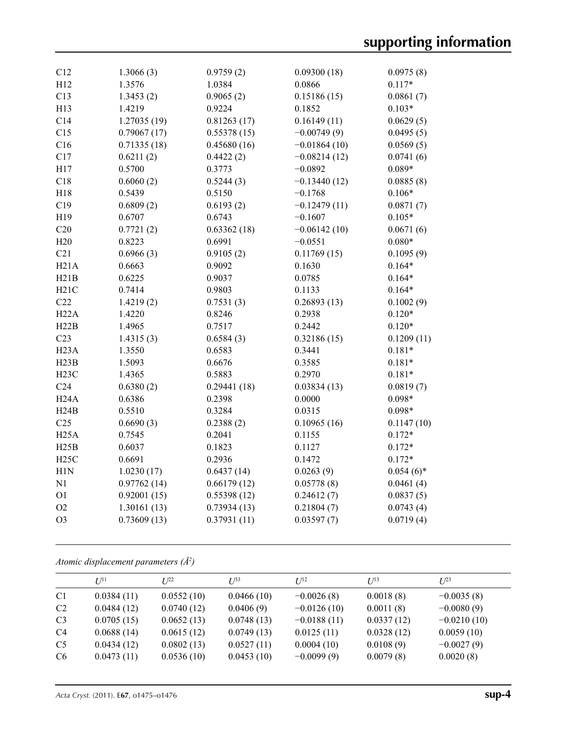| | | | | |
|---|---|---|---|---|
| C12 | 1.3066 (3) | 0.9759 (2) | 0.09300 (18) | 0.0975 (8) |
| H12 | 1.3576 | 1.0384 | 0.0866 | 0.117* |
| C13 | 1.3453 (2) | 0.9065 (2) | 0.15186 (15) | 0.0861 (7) |
| H13 | 1.4219 | 0.9224 | 0.1852 | 0.103* |
| C14 | 1.27035 (19) | 0.81263 (17) | 0.16149 (11) | 0.0629 (5) |
| C15 | 0.79067 (17) | 0.55378 (15) | −0.00749 (9) | 0.0495 (5) |
| C16 | 0.71335 (18) | 0.45680 (16) | −0.01864 (10) | 0.0569 (5) |
| C17 | 0.6211 (2) | 0.4422 (2) | −0.08214 (12) | 0.0741 (6) |
| H17 | 0.5700 | 0.3773 | −0.0892 | 0.089* |
| C18 | 0.6060 (2) | 0.5244 (3) | −0.13440 (12) | 0.0885 (8) |
| H18 | 0.5439 | 0.5150 | −0.1768 | 0.106* |
| C19 | 0.6809 (2) | 0.6193 (2) | −0.12479 (11) | 0.0871 (7) |
| H19 | 0.6707 | 0.6743 | −0.1607 | 0.105* |
| C20 | 0.7721 (2) | 0.63362 (18) | −0.06142 (10) | 0.0671 (6) |
| H20 | 0.8223 | 0.6991 | −0.0551 | 0.080* |
| C21 | 0.6966 (3) | 0.9105 (2) | 0.11769 (15) | 0.1095 (9) |
| H21A | 0.6663 | 0.9092 | 0.1630 | 0.164* |
| H21B | 0.6225 | 0.9037 | 0.0785 | 0.164* |
| H21C | 0.7414 | 0.9803 | 0.1133 | 0.164* |
| C22 | 1.4219 (2) | 0.7531 (3) | 0.26893 (13) | 0.1002 (9) |
| H22A | 1.4220 | 0.8246 | 0.2938 | 0.120* |
| H22B | 1.4965 | 0.7517 | 0.2442 | 0.120* |
| C23 | 1.4315 (3) | 0.6584 (3) | 0.32186 (15) | 0.1209 (11) |
| H23A | 1.3550 | 0.6583 | 0.3441 | 0.181* |
| H23B | 1.5093 | 0.6676 | 0.3585 | 0.181* |
| H23C | 1.4365 | 0.5883 | 0.2970 | 0.181* |
| C24 | 0.6380 (2) | 0.29441 (18) | 0.03834 (13) | 0.0819 (7) |
| H24A | 0.6386 | 0.2398 | 0.0000 | 0.098* |
| H24B | 0.5510 | 0.3284 | 0.0315 | 0.098* |
| C25 | 0.6690 (3) | 0.2388 (2) | 0.10965 (16) | 0.1147 (10) |
| H25A | 0.7545 | 0.2041 | 0.1155 | 0.172* |
| H25B | 0.6037 | 0.1823 | 0.1127 | 0.172* |
| H25C | 0.6691 | 0.2936 | 0.1472 | 0.172* |
| H1N | 1.0230 (17) | 0.6437 (14) | 0.0263 (9) | 0.054 (6)* |
| N1 | 0.97762 (14) | 0.66179 (12) | 0.05778 (8) | 0.0461 (4) |
| O1 | 0.92001 (15) | 0.55398 (12) | 0.24612 (7) | 0.0837 (5) |
| O2 | 1.30161 (13) | 0.73934 (13) | 0.21804 (7) | 0.0743 (4) |
| O3 | 0.73609 (13) | 0.37931 (11) | 0.03597 (7) | 0.0719 (4) |

*Atomic displacement parameters (Å$^2$)*

| | $U^{11}$ | $U^{22}$ | $U^{33}$ | $U^{12}$ | $U^{13}$ | $U^{23}$ |
|---|---|---|---|---|---|---|
| C1 | 0.0384 (11) | 0.0552 (10) | 0.0466 (10) | −0.0026 (8) | 0.0018 (8) | −0.0035 (8) |
| C2 | 0.0484 (12) | 0.0740 (12) | 0.0406 (9) | −0.0126 (10) | 0.0011 (8) | −0.0080 (9) |
| C3 | 0.0705 (15) | 0.0652 (13) | 0.0748 (13) | −0.0188 (11) | 0.0337 (12) | −0.0210 (10) |
| C4 | 0.0688 (14) | 0.0615 (12) | 0.0749 (13) | 0.0125 (11) | 0.0328 (12) | 0.0059 (10) |
| C5 | 0.0434 (12) | 0.0802 (13) | 0.0527 (11) | 0.0004 (10) | 0.0108 (9) | −0.0027 (9) |
| C6 | 0.0473 (11) | 0.0536 (10) | 0.0453 (10) | −0.0099 (9) | 0.0079 (8) | 0.0020 (8) |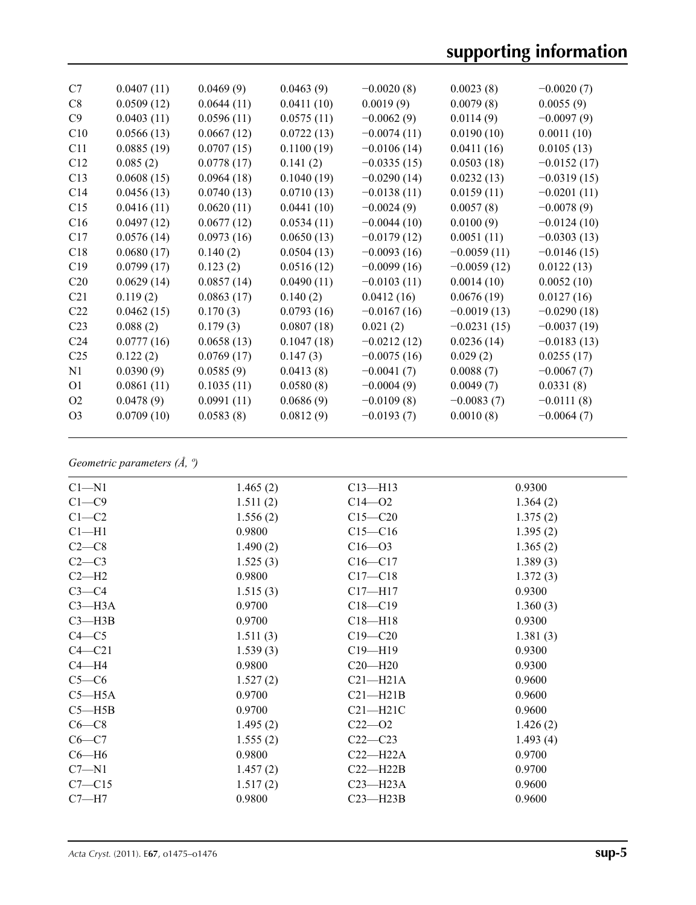| | | | | | | |
|---|---|---|---|---|---|---|
| C7 | 0.0407 (11) | 0.0469 (9) | 0.0463 (9) | −0.0020 (8) | 0.0023 (8) | −0.0020 (7) |
| C8 | 0.0509 (12) | 0.0644 (11) | 0.0411 (10) | 0.0019 (9) | 0.0079 (8) | 0.0055 (9) |
| C9 | 0.0403 (11) | 0.0596 (11) | 0.0575 (11) | −0.0062 (9) | 0.0114 (9) | −0.0097 (9) |
| C10 | 0.0566 (13) | 0.0667 (12) | 0.0722 (13) | −0.0074 (11) | 0.0190 (10) | 0.0011 (10) |
| C11 | 0.0885 (19) | 0.0707 (15) | 0.1100 (19) | −0.0106 (14) | 0.0411 (16) | 0.0105 (13) |
| C12 | 0.085 (2) | 0.0778 (17) | 0.141 (2) | −0.0335 (15) | 0.0503 (18) | −0.0152 (17) |
| C13 | 0.0608 (15) | 0.0964 (18) | 0.1040 (19) | −0.0290 (14) | 0.0232 (13) | −0.0319 (15) |
| C14 | 0.0456 (13) | 0.0740 (13) | 0.0710 (13) | −0.0138 (11) | 0.0159 (11) | −0.0201 (11) |
| C15 | 0.0416 (11) | 0.0620 (11) | 0.0441 (10) | −0.0024 (9) | 0.0057 (8) | −0.0078 (9) |
| C16 | 0.0497 (12) | 0.0677 (12) | 0.0534 (11) | −0.0044 (10) | 0.0100 (9) | −0.0124 (10) |
| C17 | 0.0576 (14) | 0.0973 (16) | 0.0650 (13) | −0.0179 (12) | 0.0051 (11) | −0.0303 (13) |
| C18 | 0.0680 (17) | 0.140 (2) | 0.0504 (13) | −0.0093 (16) | −0.0059 (11) | −0.0146 (15) |
| C19 | 0.0799 (17) | 0.123 (2) | 0.0516 (12) | −0.0099 (16) | −0.0059 (12) | 0.0122 (13) |
| C20 | 0.0629 (14) | 0.0857 (14) | 0.0490 (11) | −0.0103 (11) | 0.0014 (10) | 0.0052 (10) |
| C21 | 0.119 (2) | 0.0863 (17) | 0.140 (2) | 0.0412 (16) | 0.0676 (19) | 0.0127 (16) |
| C22 | 0.0462 (15) | 0.170 (3) | 0.0793 (16) | −0.0167 (16) | −0.0019 (13) | −0.0290 (18) |
| C23 | 0.088 (2) | 0.179 (3) | 0.0807 (18) | 0.021 (2) | −0.0231 (15) | −0.0037 (19) |
| C24 | 0.0777 (16) | 0.0658 (13) | 0.1047 (18) | −0.0212 (12) | 0.0236 (14) | −0.0183 (13) |
| C25 | 0.122 (2) | 0.0769 (17) | 0.147 (3) | −0.0075 (16) | 0.029 (2) | 0.0255 (17) |
| N1 | 0.0390 (9) | 0.0585 (9) | 0.0413 (8) | −0.0041 (7) | 0.0088 (7) | −0.0067 (7) |
| O1 | 0.0861 (11) | 0.1035 (11) | 0.0580 (8) | −0.0004 (9) | 0.0049 (7) | 0.0331 (8) |
| O2 | 0.0478 (9) | 0.0991 (11) | 0.0686 (9) | −0.0109 (8) | −0.0083 (7) | −0.0111 (8) |
| O3 | 0.0709 (10) | 0.0583 (8) | 0.0812 (9) | −0.0193 (7) | 0.0010 (8) | −0.0064 (7) |

*Geometric parameters (Å, º)*

| | | | |
|---|---|---|---|
| C1—N1 | 1.465 (2) | C13—H13 | 0.9300 |
| C1—C9 | 1.511 (2) | C14—O2 | 1.364 (2) |
| C1—C2 | 1.556 (2) | C15—C20 | 1.375 (2) |
| C1—H1 | 0.9800 | C15—C16 | 1.395 (2) |
| C2—C8 | 1.490 (2) | C16—O3 | 1.365 (2) |
| C2—C3 | 1.525 (3) | C16—C17 | 1.389 (3) |
| C2—H2 | 0.9800 | C17—C18 | 1.372 (3) |
| C3—C4 | 1.515 (3) | C17—H17 | 0.9300 |
| C3—H3A | 0.9700 | C18—C19 | 1.360 (3) |
| C3—H3B | 0.9700 | C18—H18 | 0.9300 |
| C4—C5 | 1.511 (3) | C19—C20 | 1.381 (3) |
| C4—C21 | 1.539 (3) | C19—H19 | 0.9300 |
| C4—H4 | 0.9800 | C20—H20 | 0.9300 |
| C5—C6 | 1.527 (2) | C21—H21A | 0.9600 |
| C5—H5A | 0.9700 | C21—H21B | 0.9600 |
| C5—H5B | 0.9700 | C21—H21C | 0.9600 |
| C6—C8 | 1.495 (2) | C22—O2 | 1.426 (2) |
| C6—C7 | 1.555 (2) | C22—C23 | 1.493 (4) |
| C6—H6 | 0.9800 | C22—H22A | 0.9700 |
| C7—N1 | 1.457 (2) | C22—H22B | 0.9700 |
| C7—C15 | 1.517 (2) | C23—H23A | 0.9600 |
| C7—H7 | 0.9800 | C23—H23B | 0.9600 |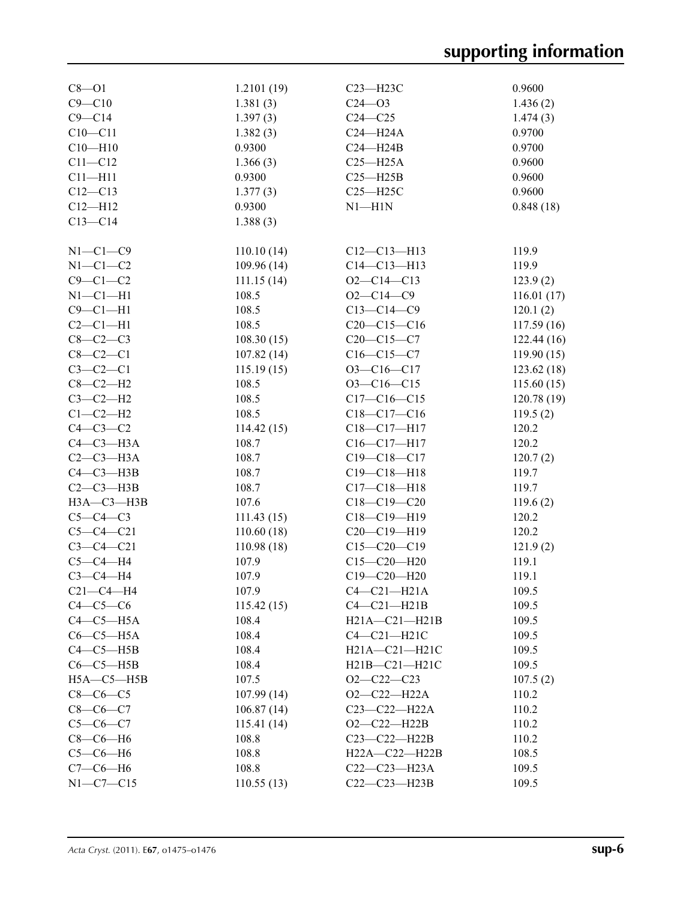| | | | |
|---|---|---|---|
| C8—O1 | 1.2101 (19) | C23—H23C | 0.9600 |
| C9—C10 | 1.381 (3) | C24—O3 | 1.436 (2) |
| C9—C14 | 1.397 (3) | C24—C25 | 1.474 (3) |
| C10—C11 | 1.382 (3) | C24—H24A | 0.9700 |
| C10—H10 | 0.9300 | C24—H24B | 0.9700 |
| C11—C12 | 1.366 (3) | C25—H25A | 0.9600 |
| C11—H11 | 0.9300 | C25—H25B | 0.9600 |
| C12—C13 | 1.377 (3) | C25—H25C | 0.9600 |
| C12—H12 | 0.9300 | N1—H1N | 0.848 (18) |
| C13—C14 | 1.388 (3) | | |
| | | | |
| N1—C1—C9 | 110.10 (14) | C12—C13—H13 | 119.9 |
| N1—C1—C2 | 109.96 (14) | C14—C13—H13 | 119.9 |
| C9—C1—C2 | 111.15 (14) | O2—C14—C13 | 123.9 (2) |
| N1—C1—H1 | 108.5 | O2—C14—C9 | 116.01 (17) |
| C9—C1—H1 | 108.5 | C13—C14—C9 | 120.1 (2) |
| C2—C1—H1 | 108.5 | C20—C15—C16 | 117.59 (16) |
| C8—C2—C3 | 108.30 (15) | C20—C15—C7 | 122.44 (16) |
| C8—C2—C1 | 107.82 (14) | C16—C15—C7 | 119.90 (15) |
| C3—C2—C1 | 115.19 (15) | O3—C16—C17 | 123.62 (18) |
| C8—C2—H2 | 108.5 | O3—C16—C15 | 115.60 (15) |
| C3—C2—H2 | 108.5 | C17—C16—C15 | 120.78 (19) |
| C1—C2—H2 | 108.5 | C18—C17—C16 | 119.5 (2) |
| C4—C3—C2 | 114.42 (15) | C18—C17—H17 | 120.2 |
| C4—C3—H3A | 108.7 | C16—C17—H17 | 120.2 |
| C2—C3—H3A | 108.7 | C19—C18—C17 | 120.7 (2) |
| C4—C3—H3B | 108.7 | C19—C18—H18 | 119.7 |
| C2—C3—H3B | 108.7 | C17—C18—H18 | 119.7 |
| H3A—C3—H3B | 107.6 | C18—C19—C20 | 119.6 (2) |
| C5—C4—C3 | 111.43 (15) | C18—C19—H19 | 120.2 |
| C5—C4—C21 | 110.60 (18) | C20—C19—H19 | 120.2 |
| C3—C4—C21 | 110.98 (18) | C15—C20—C19 | 121.9 (2) |
| C5—C4—H4 | 107.9 | C15—C20—H20 | 119.1 |
| C3—C4—H4 | 107.9 | C19—C20—H20 | 119.1 |
| C21—C4—H4 | 107.9 | C4—C21—H21A | 109.5 |
| C4—C5—C6 | 115.42 (15) | C4—C21—H21B | 109.5 |
| C4—C5—H5A | 108.4 | H21A—C21—H21B | 109.5 |
| C6—C5—H5A | 108.4 | C4—C21—H21C | 109.5 |
| C4—C5—H5B | 108.4 | H21A—C21—H21C | 109.5 |
| C6—C5—H5B | 108.4 | H21B—C21—H21C | 109.5 |
| H5A—C5—H5B | 107.5 | O2—C22—C23 | 107.5 (2) |
| C8—C6—C5 | 107.99 (14) | O2—C22—H22A | 110.2 |
| C8—C6—C7 | 106.87 (14) | C23—C22—H22A | 110.2 |
| C5—C6—C7 | 115.41 (14) | O2—C22—H22B | 110.2 |
| C8—C6—H6 | 108.8 | C23—C22—H22B | 110.2 |
| C5—C6—H6 | 108.8 | H22A—C22—H22B | 108.5 |
| C7—C6—H6 | 108.8 | C22—C23—H23A | 109.5 |
| N1—C7—C15 | 110.55 (13) | C22—C23—H23B | 109.5 |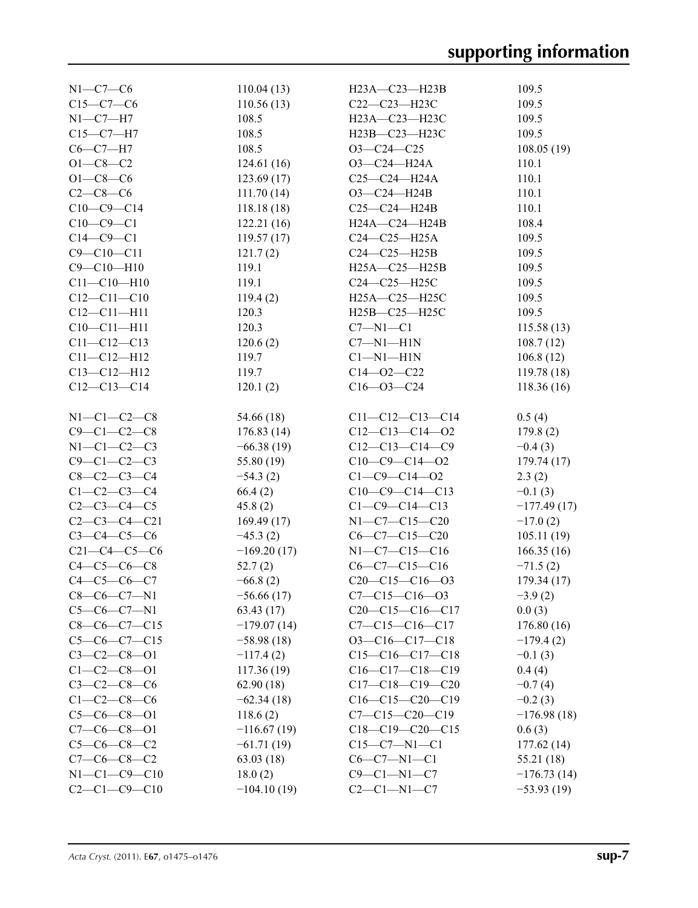| | | | |
|---|---|---|---|
| N1—C7—C6 | 110.04 (13) | H23A—C23—H23B | 109.5 |
| C15—C7—C6 | 110.56 (13) | C22—C23—H23C | 109.5 |
| N1—C7—H7 | 108.5 | H23A—C23—H23C | 109.5 |
| C15—C7—H7 | 108.5 | H23B—C23—H23C | 109.5 |
| C6—C7—H7 | 108.5 | O3—C24—C25 | 108.05 (19) |
| O1—C8—C2 | 124.61 (16) | O3—C24—H24A | 110.1 |
| O1—C8—C6 | 123.69 (17) | C25—C24—H24A | 110.1 |
| C2—C8—C6 | 111.70 (14) | O3—C24—H24B | 110.1 |
| C10—C9—C14 | 118.18 (18) | C25—C24—H24B | 110.1 |
| C10—C9—C1 | 122.21 (16) | H24A—C24—H24B | 108.4 |
| C14—C9—C1 | 119.57 (17) | C24—C25—H25A | 109.5 |
| C9—C10—C11 | 121.7 (2) | C24—C25—H25B | 109.5 |
| C9—C10—H10 | 119.1 | H25A—C25—H25B | 109.5 |
| C11—C10—H10 | 119.1 | C24—C25—H25C | 109.5 |
| C12—C11—C10 | 119.4 (2) | H25A—C25—H25C | 109.5 |
| C12—C11—H11 | 120.3 | H25B—C25—H25C | 109.5 |
| C10—C11—H11 | 120.3 | C7—N1—C1 | 115.58 (13) |
| C11—C12—C13 | 120.6 (2) | C7—N1—H1N | 108.7 (12) |
| C11—C12—H12 | 119.7 | C1—N1—H1N | 106.8 (12) |
| C13—C12—H12 | 119.7 | C14—O2—C22 | 119.78 (18) |
| C12—C13—C14 | 120.1 (2) | C16—O3—C24 | 118.36 (16) |

| | | | |
|---|---|---|---|
| N1—C1—C2—C8 | 54.66 (18) | C11—C12—C13—C14 | 0.5 (4) |
| C9—C1—C2—C8 | 176.83 (14) | C12—C13—C14—O2 | 179.8 (2) |
| N1—C1—C2—C3 | −66.38 (19) | C12—C13—C14—C9 | −0.4 (3) |
| C9—C1—C2—C3 | 55.80 (19) | C10—C9—C14—O2 | 179.74 (17) |
| C8—C2—C3—C4 | −54.3 (2) | C1—C9—C14—O2 | 2.3 (2) |
| C1—C2—C3—C4 | 66.4 (2) | C10—C9—C14—C13 | −0.1 (3) |
| C2—C3—C4—C5 | 45.8 (2) | C1—C9—C14—C13 | −177.49 (17) |
| C2—C3—C4—C21 | 169.49 (17) | N1—C7—C15—C20 | −17.0 (2) |
| C3—C4—C5—C6 | −45.3 (2) | C6—C7—C15—C20 | 105.11 (19) |
| C21—C4—C5—C6 | −169.20 (17) | N1—C7—C15—C16 | 166.35 (16) |
| C4—C5—C6—C8 | 52.7 (2) | C6—C7—C15—C16 | −71.5 (2) |
| C4—C5—C6—C7 | −66.8 (2) | C20—C15—C16—O3 | 179.34 (17) |
| C8—C6—C7—N1 | −56.66 (17) | C7—C15—C16—O3 | −3.9 (2) |
| C5—C6—C7—N1 | 63.43 (17) | C20—C15—C16—C17 | 0.0 (3) |
| C8—C6—C7—C15 | −179.07 (14) | C7—C15—C16—C17 | 176.80 (16) |
| C5—C6—C7—C15 | −58.98 (18) | O3—C16—C17—C18 | −179.4 (2) |
| C3—C2—C8—O1 | −117.4 (2) | C15—C16—C17—C18 | −0.1 (3) |
| C1—C2—C8—O1 | 117.36 (19) | C16—C17—C18—C19 | 0.4 (4) |
| C3—C2—C8—C6 | 62.90 (18) | C17—C18—C19—C20 | −0.7 (4) |
| C1—C2—C8—C6 | −62.34 (18) | C16—C15—C20—C19 | −0.2 (3) |
| C5—C6—C8—O1 | 118.6 (2) | C7—C15—C20—C19 | −176.98 (18) |
| C7—C6—C8—O1 | −116.67 (19) | C18—C19—C20—C15 | 0.6 (3) |
| C5—C6—C8—C2 | −61.71 (19) | C15—C7—N1—C1 | 177.62 (14) |
| C7—C6—C8—C2 | 63.03 (18) | C6—C7—N1—C1 | 55.21 (18) |
| N1—C1—C9—C10 | 18.0 (2) | C9—C1—N1—C7 | −176.73 (14) |
| C2—C1—C9—C10 | −104.10 (19) | C2—C1—N1—C7 | −53.93 (19) |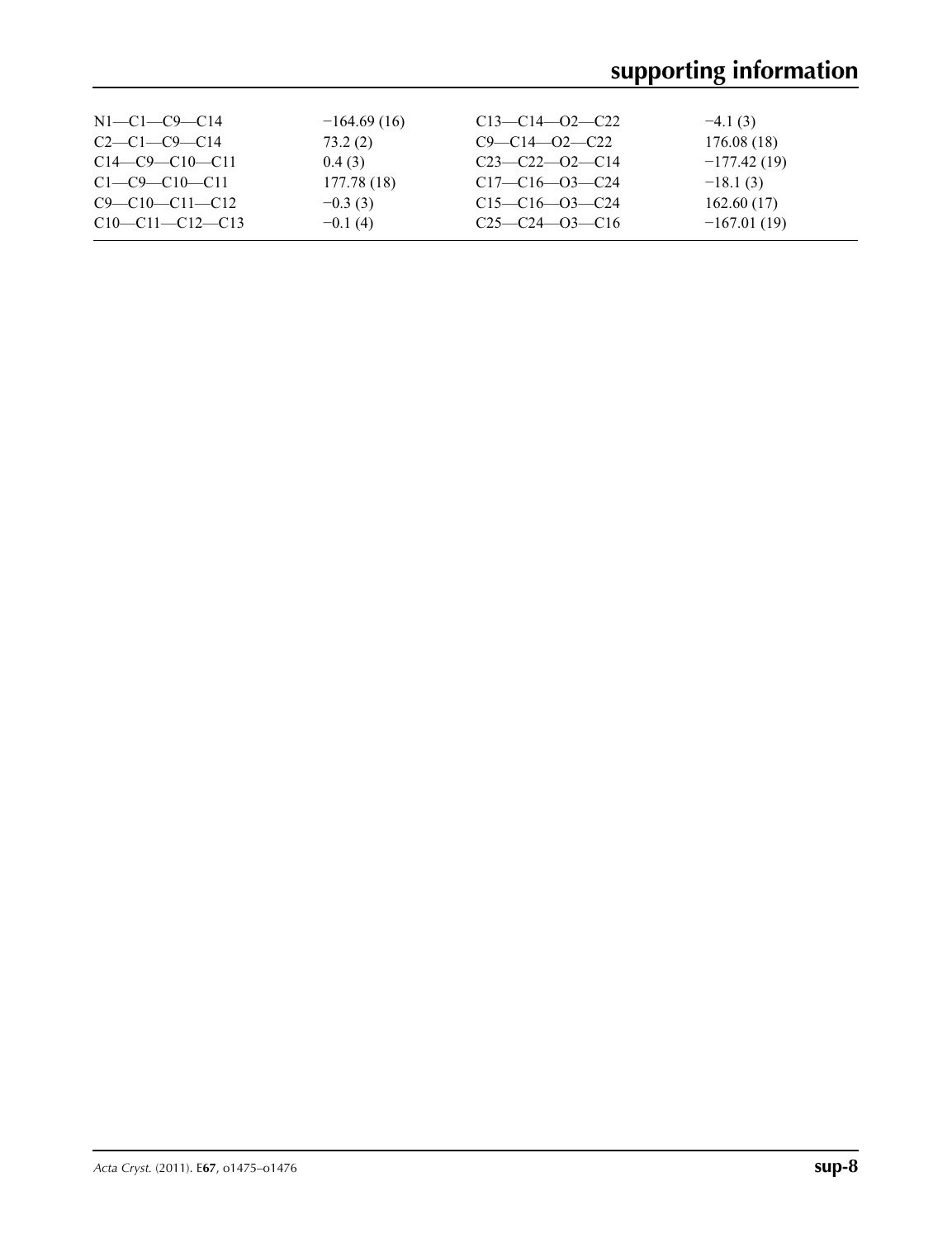| | | | |
|---|---|---|---|
| N1—C1—C9—C14 | −164.69 (16) | C13—C14—O2—C22 | −4.1 (3) |
| C2—C1—C9—C14 | 73.2 (2) | C9—C14—O2—C22 | 176.08 (18) |
| C14—C9—C10—C11 | 0.4 (3) | C23—C22—O2—C14 | −177.42 (19) |
| C1—C9—C10—C11 | 177.78 (18) | C17—C16—O3—C24 | −18.1 (3) |
| C9—C10—C11—C12 | −0.3 (3) | C15—C16—O3—C24 | 162.60 (17) |
| C10—C11—C12—C13 | −0.1 (4) | C25—C24—O3—C16 | −167.01 (19) |